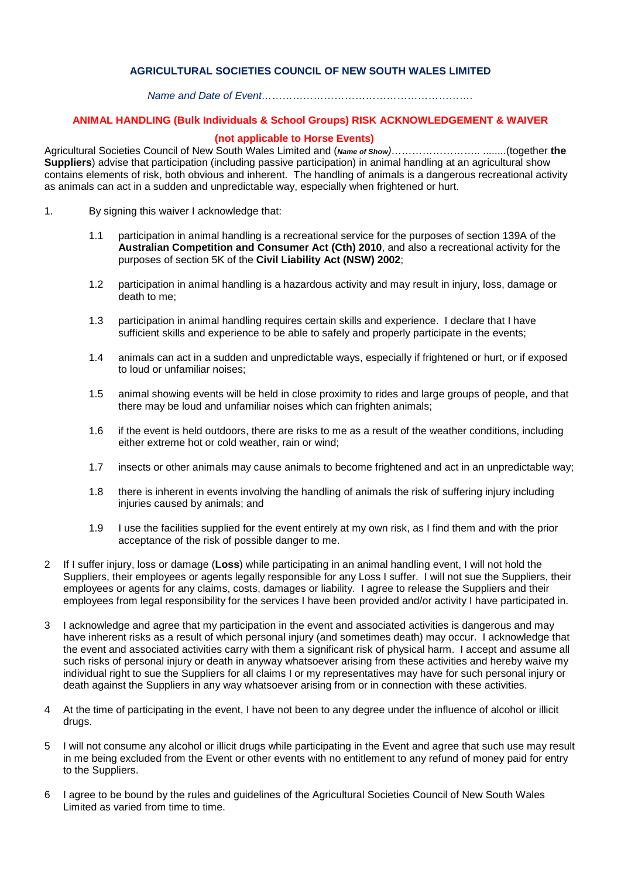**AGRICULTURAL SOCIETIES COUNCIL OF NEW SOUTH WALES LIMITED**

*Name and Date of Event…………………………………………………….*

## ANIMAL HANDLING (Bulk Individuals & School Groups) RISK ACKNOWLEDGEMENT & WAIVER

**(not applicable to Horse Events)**

Agricultural Societies Council of New South Wales Limited and (***Name of Show***)…………………….. ........(together **the Suppliers**) advise that participation (including passive participation) in animal handling at an agricultural show contains elements of risk, both obvious and inherent. The handling of animals is a dangerous recreational activity as animals can act in a sudden and unpredictable way, especially when frightened or hurt.

1. By signing this waiver I acknowledge that:

   1.1 participation in animal handling is a recreational service for the purposes of section 139A of the **Australian Competition and Consumer Act (Cth) 2010**, and also a recreational activity for the purposes of section 5K of the **Civil Liability Act (NSW) 2002**;

   1.2 participation in animal handling is a hazardous activity and may result in injury, loss, damage or death to me;

   1.3 participation in animal handling requires certain skills and experience. I declare that I have sufficient skills and experience to be able to safely and properly participate in the events;

   1.4 animals can act in a sudden and unpredictable ways, especially if frightened or hurt, or if exposed to loud or unfamiliar noises;

   1.5 animal showing events will be held in close proximity to rides and large groups of people, and that there may be loud and unfamiliar noises which can frighten animals;

   1.6 if the event is held outdoors, there are risks to me as a result of the weather conditions, including either extreme hot or cold weather, rain or wind;

   1.7 insects or other animals may cause animals to become frightened and act in an unpredictable way;

   1.8 there is inherent in events involving the handling of animals the risk of suffering injury including injuries caused by animals; and

   1.9 I use the facilities supplied for the event entirely at my own risk, as I find them and with the prior acceptance of the risk of possible danger to me.

2 If I suffer injury, loss or damage (**Loss**) while participating in an animal handling event, I will not hold the Suppliers, their employees or agents legally responsible for any Loss I suffer. I will not sue the Suppliers, their employees or agents for any claims, costs, damages or liability. I agree to release the Suppliers and their employees from legal responsibility for the services I have been provided and/or activity I have participated in.

3 I acknowledge and agree that my participation in the event and associated activities is dangerous and may have inherent risks as a result of which personal injury (and sometimes death) may occur. I acknowledge that the event and associated activities carry with them a significant risk of physical harm. I accept and assume all such risks of personal injury or death in anyway whatsoever arising from these activities and hereby waive my individual right to sue the Suppliers for all claims I or my representatives may have for such personal injury or death against the Suppliers in any way whatsoever arising from or in connection with these activities.

4 At the time of participating in the event, I have not been to any degree under the influence of alcohol or illicit drugs.

5 I will not consume any alcohol or illicit drugs while participating in the Event and agree that such use may result in me being excluded from the Event or other events with no entitlement to any refund of money paid for entry to the Suppliers.

6 I agree to be bound by the rules and guidelines of the Agricultural Societies Council of New South Wales Limited as varied from time to time.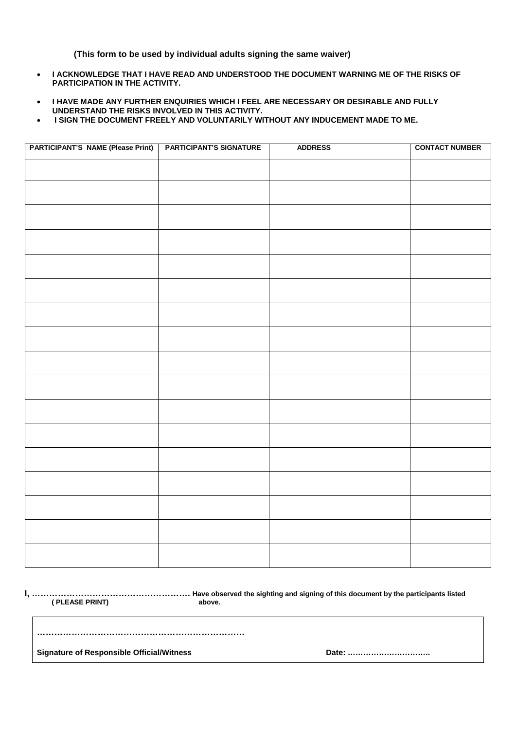**(This form to be used by individual adults signing the same waiver)**

- **I ACKNOWLEDGE THAT I HAVE READ AND UNDERSTOOD THE DOCUMENT WARNING ME OF THE RISKS OF PARTICIPATION IN THE ACTIVITY.**
- **I HAVE MADE ANY FURTHER ENQUIRIES WHICH I FEEL ARE NECESSARY OR DESIRABLE AND FULLY UNDERSTAND THE RISKS INVOLVED IN THIS ACTIVITY.**
- **I SIGN THE DOCUMENT FREELY AND VOLUNTARILY WITHOUT ANY INDUCEMENT MADE TO ME.**

| PARTICIPANT'S NAME (Please Print) | PARTICIPANT'S SIGNATURE | ADDRESS | CONTACT NUMBER |
|---|---|---|---|
| | | | |
| | | | |
| | | | |
| | | | |
| | | | |
| | | | |
| | | | |
| | | | |
| | | | |
| | | | |
| | | | |
| | | | |
| | | | |
| | | | |
| | | | |
| | | | |
| | | | |

**I, ……………………………………………… Have observed the sighting and signing of this document by the participants listed above.**
**( PLEASE PRINT)**

**………………………………………………………………**

**Signature of Responsible Official/Witness** **Date: ………………………….**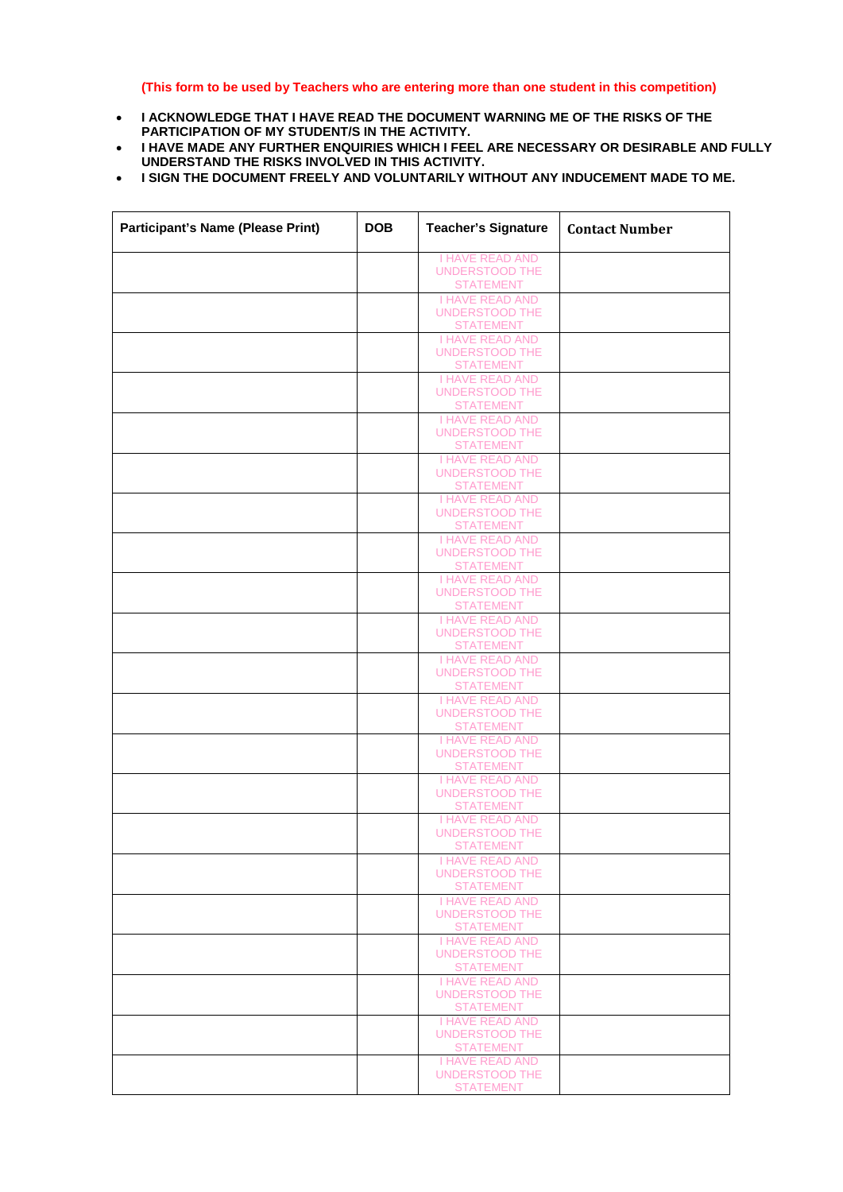**(This form to be used by Teachers who are entering more than one student in this competition)**

- **I ACKNOWLEDGE THAT I HAVE READ THE DOCUMENT WARNING ME OF THE RISKS OF THE PARTICIPATION OF MY STUDENT/S IN THE ACTIVITY.**
- **I HAVE MADE ANY FURTHER ENQUIRIES WHICH I FEEL ARE NECESSARY OR DESIRABLE AND FULLY UNDERSTAND THE RISKS INVOLVED IN THIS ACTIVITY.**
- **I SIGN THE DOCUMENT FREELY AND VOLUNTARILY WITHOUT ANY INDUCEMENT MADE TO ME.**

| Participant's Name (Please Print) | DOB | Teacher's Signature | Contact Number |
|---|---|---|---|
| | | I HAVE READ AND UNDERSTOOD THE STATEMENT | |
| | | I HAVE READ AND UNDERSTOOD THE STATEMENT | |
| | | I HAVE READ AND UNDERSTOOD THE STATEMENT | |
| | | I HAVE READ AND UNDERSTOOD THE STATEMENT | |
| | | I HAVE READ AND UNDERSTOOD THE STATEMENT | |
| | | I HAVE READ AND UNDERSTOOD THE STATEMENT | |
| | | I HAVE READ AND UNDERSTOOD THE STATEMENT | |
| | | I HAVE READ AND UNDERSTOOD THE STATEMENT | |
| | | I HAVE READ AND UNDERSTOOD THE STATEMENT | |
| | | I HAVE READ AND UNDERSTOOD THE STATEMENT | |
| | | I HAVE READ AND UNDERSTOOD THE STATEMENT | |
| | | I HAVE READ AND UNDERSTOOD THE STATEMENT | |
| | | I HAVE READ AND UNDERSTOOD THE STATEMENT | |
| | | I HAVE READ AND UNDERSTOOD THE STATEMENT | |
| | | I HAVE READ AND UNDERSTOOD THE STATEMENT | |
| | | I HAVE READ AND UNDERSTOOD THE STATEMENT | |
| | | I HAVE READ AND UNDERSTOOD THE STATEMENT | |
| | | I HAVE READ AND UNDERSTOOD THE STATEMENT | |
| | | I HAVE READ AND UNDERSTOOD THE STATEMENT | |
| | | I HAVE READ AND UNDERSTOOD THE STATEMENT | |
| | | I HAVE READ AND UNDERSTOOD THE STATEMENT | |